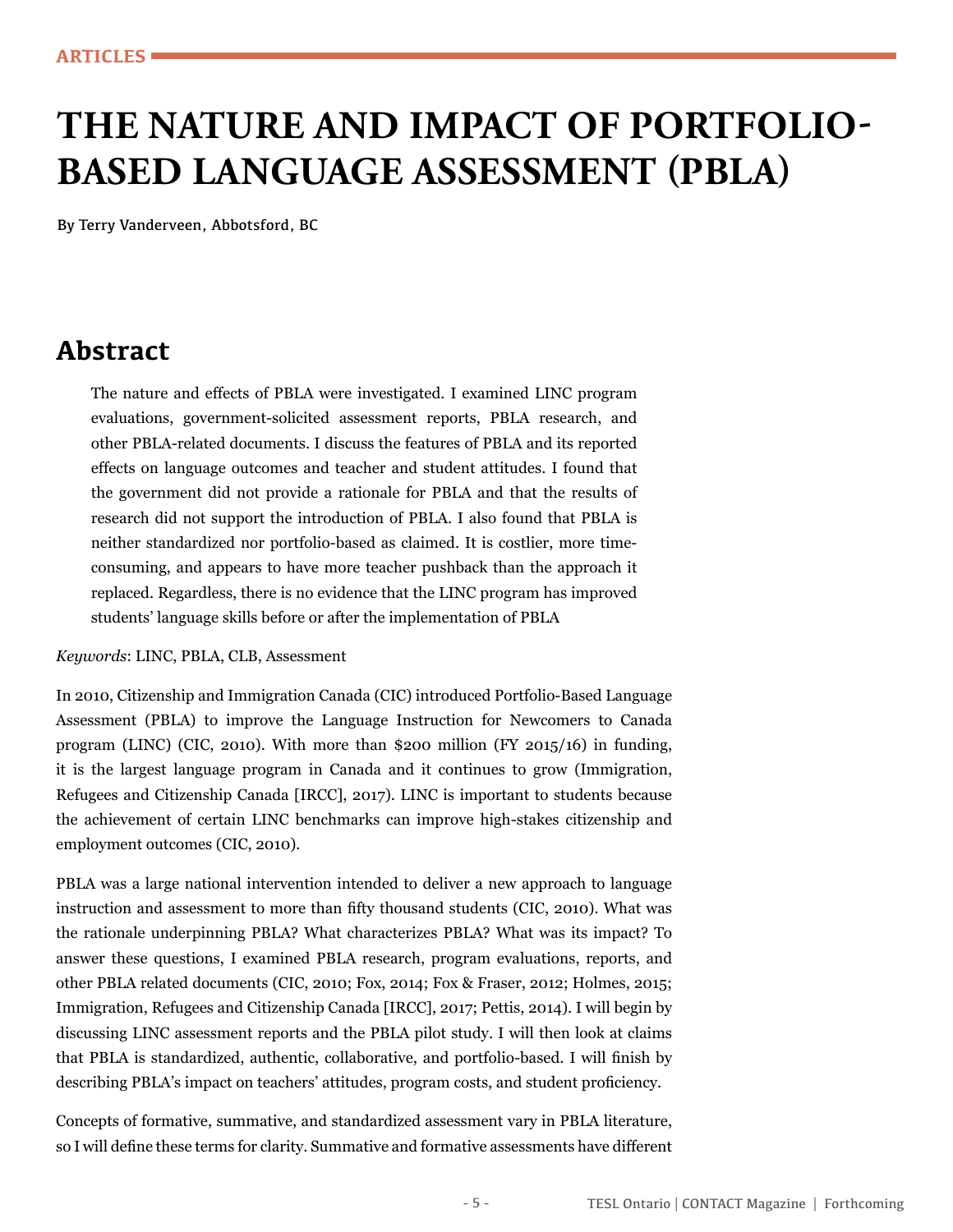ARTICLES

# THE NATURE AND IMPACT OF PORTFOLIO-BASED LANGUAGE ASSESSMENT (PBLA)

By Terry Vanderveen, Abbotsford, BC

## Abstract

The nature and effects of PBLA were investigated. I examined LINC program evaluations, government-solicited assessment reports, PBLA research, and other PBLA-related documents. I discuss the features of PBLA and its reported effects on language outcomes and teacher and student attitudes. I found that the government did not provide a rationale for PBLA and that the results of research did not support the introduction of PBLA. I also found that PBLA is neither standardized nor portfolio-based as claimed. It is costlier, more time-consuming, and appears to have more teacher pushback than the approach it replaced. Regardless, there is no evidence that the LINC program has improved students' language skills before or after the implementation of PBLA

*Keywords*: LINC, PBLA, CLB, Assessment

In 2010, Citizenship and Immigration Canada (CIC) introduced Portfolio-Based Language Assessment (PBLA) to improve the Language Instruction for Newcomers to Canada program (LINC) (CIC, 2010). With more than $200 million (FY 2015/16) in funding, it is the largest language program in Canada and it continues to grow (Immigration, Refugees and Citizenship Canada [IRCC], 2017). LINC is important to students because the achievement of certain LINC benchmarks can improve high-stakes citizenship and employment outcomes (CIC, 2010).

PBLA was a large national intervention intended to deliver a new approach to language instruction and assessment to more than fifty thousand students (CIC, 2010). What was the rationale underpinning PBLA? What characterizes PBLA? What was its impact? To answer these questions, I examined PBLA research, program evaluations, reports, and other PBLA related documents (CIC, 2010; Fox, 2014; Fox & Fraser, 2012; Holmes, 2015; Immigration, Refugees and Citizenship Canada [IRCC], 2017; Pettis, 2014). I will begin by discussing LINC assessment reports and the PBLA pilot study. I will then look at claims that PBLA is standardized, authentic, collaborative, and portfolio-based. I will finish by describing PBLA's impact on teachers' attitudes, program costs, and student proficiency.

Concepts of formative, summative, and standardized assessment vary in PBLA literature, so I will define these terms for clarity. Summative and formative assessments have different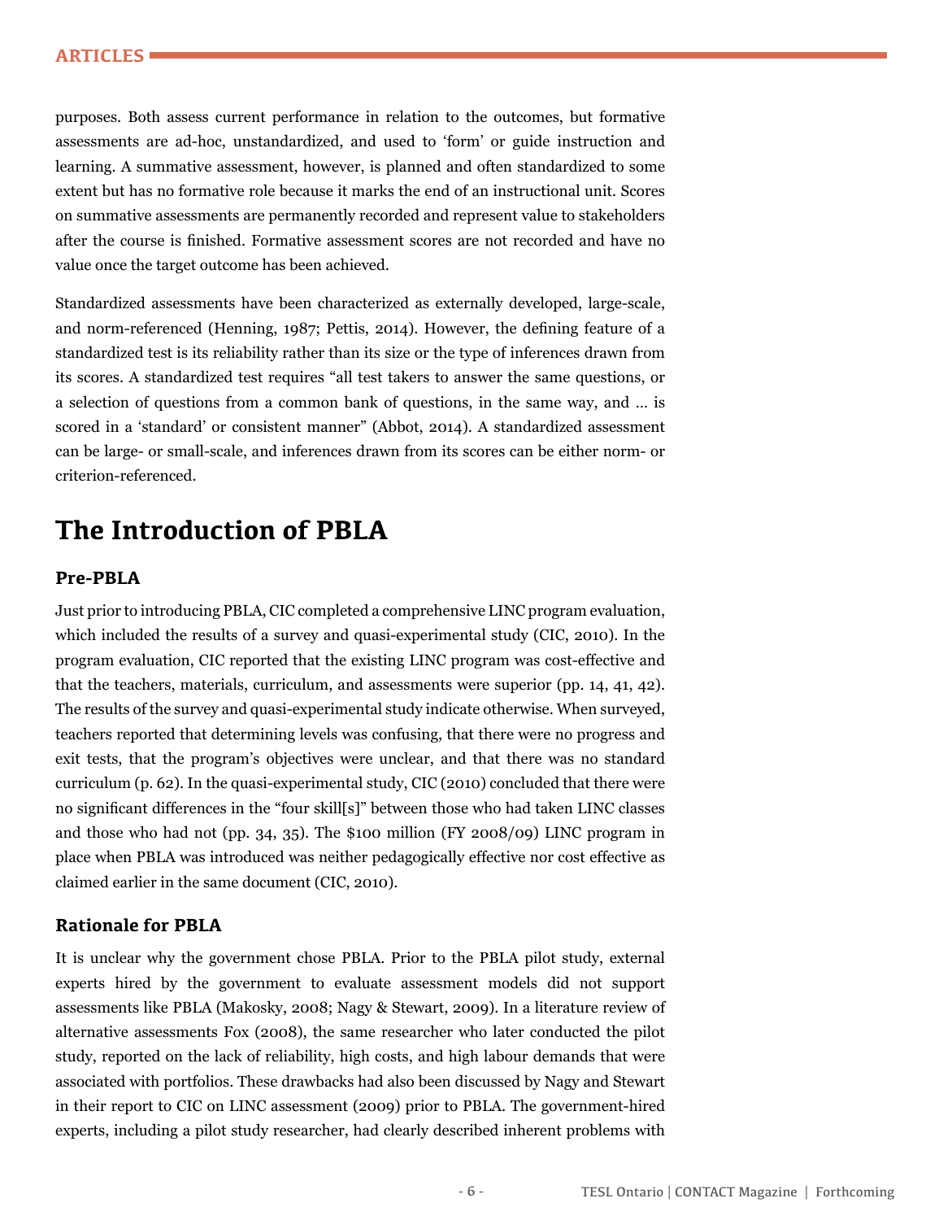purposes. Both assess current performance in relation to the outcomes, but formative assessments are ad-hoc, unstandardized, and used to 'form' or guide instruction and learning. A summative assessment, however, is planned and often standardized to some extent but has no formative role because it marks the end of an instructional unit. Scores on summative assessments are permanently recorded and represent value to stakeholders after the course is finished. Formative assessment scores are not recorded and have no value once the target outcome has been achieved.

Standardized assessments have been characterized as externally developed, large-scale, and norm-referenced (Henning, 1987; Pettis, 2014). However, the defining feature of a standardized test is its reliability rather than its size or the type of inferences drawn from its scores. A standardized test requires "all test takers to answer the same questions, or a selection of questions from a common bank of questions, in the same way, and … is scored in a 'standard' or consistent manner" (Abbot, 2014). A standardized assessment can be large- or small-scale, and inferences drawn from its scores can be either norm- or criterion-referenced.

## The Introduction of PBLA

### Pre-PBLA

Just prior to introducing PBLA, CIC completed a comprehensive LINC program evaluation, which included the results of a survey and quasi-experimental study (CIC, 2010). In the program evaluation, CIC reported that the existing LINC program was cost-effective and that the teachers, materials, curriculum, and assessments were superior (pp. 14, 41, 42). The results of the survey and quasi-experimental study indicate otherwise. When surveyed, teachers reported that determining levels was confusing, that there were no progress and exit tests, that the program's objectives were unclear, and that there was no standard curriculum (p. 62). In the quasi-experimental study, CIC (2010) concluded that there were no significant differences in the "four skill[s]" between those who had taken LINC classes and those who had not (pp. 34, 35). The $100 million (FY 2008/09) LINC program in place when PBLA was introduced was neither pedagogically effective nor cost effective as claimed earlier in the same document (CIC, 2010).

### Rationale for PBLA

It is unclear why the government chose PBLA. Prior to the PBLA pilot study, external experts hired by the government to evaluate assessment models did not support assessments like PBLA (Makosky, 2008; Nagy & Stewart, 2009). In a literature review of alternative assessments Fox (2008), the same researcher who later conducted the pilot study, reported on the lack of reliability, high costs, and high labour demands that were associated with portfolios. These drawbacks had also been discussed by Nagy and Stewart in their report to CIC on LINC assessment (2009) prior to PBLA. The government-hired experts, including a pilot study researcher, had clearly described inherent problems with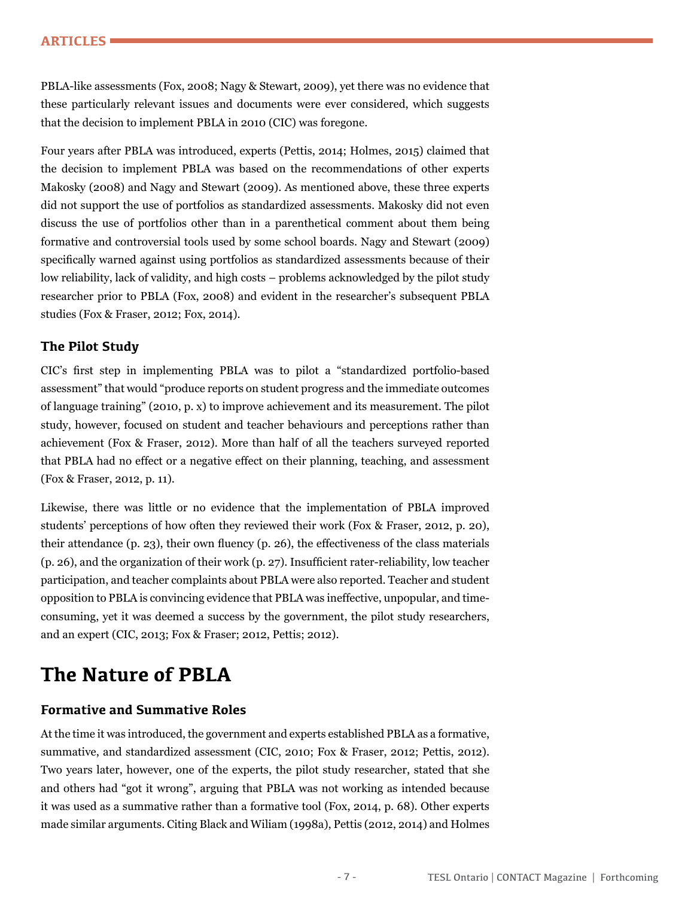PBLA-like assessments (Fox, 2008; Nagy & Stewart, 2009), yet there was no evidence that these particularly relevant issues and documents were ever considered, which suggests that the decision to implement PBLA in 2010 (CIC) was foregone.

Four years after PBLA was introduced, experts (Pettis, 2014; Holmes, 2015) claimed that the decision to implement PBLA was based on the recommendations of other experts Makosky (2008) and Nagy and Stewart (2009). As mentioned above, these three experts did not support the use of portfolios as standardized assessments. Makosky did not even discuss the use of portfolios other than in a parenthetical comment about them being formative and controversial tools used by some school boards. Nagy and Stewart (2009) specifically warned against using portfolios as standardized assessments because of their low reliability, lack of validity, and high costs – problems acknowledged by the pilot study researcher prior to PBLA (Fox, 2008) and evident in the researcher's subsequent PBLA studies (Fox & Fraser, 2012; Fox, 2014).

### The Pilot Study

CIC's first step in implementing PBLA was to pilot a "standardized portfolio-based assessment" that would "produce reports on student progress and the immediate outcomes of language training" (2010, p. x) to improve achievement and its measurement. The pilot study, however, focused on student and teacher behaviours and perceptions rather than achievement (Fox & Fraser, 2012). More than half of all the teachers surveyed reported that PBLA had no effect or a negative effect on their planning, teaching, and assessment (Fox & Fraser, 2012, p. 11).

Likewise, there was little or no evidence that the implementation of PBLA improved students' perceptions of how often they reviewed their work (Fox & Fraser, 2012, p. 20), their attendance (p. 23), their own fluency (p. 26), the effectiveness of the class materials (p. 26), and the organization of their work (p. 27). Insufficient rater-reliability, low teacher participation, and teacher complaints about PBLA were also reported. Teacher and student opposition to PBLA is convincing evidence that PBLA was ineffective, unpopular, and time-consuming, yet it was deemed a success by the government, the pilot study researchers, and an expert (CIC, 2013; Fox & Fraser; 2012, Pettis; 2012).

## The Nature of PBLA

### Formative and Summative Roles

At the time it was introduced, the government and experts established PBLA as a formative, summative, and standardized assessment (CIC, 2010; Fox & Fraser, 2012; Pettis, 2012). Two years later, however, one of the experts, the pilot study researcher, stated that she and others had "got it wrong", arguing that PBLA was not working as intended because it was used as a summative rather than a formative tool (Fox, 2014, p. 68). Other experts made similar arguments. Citing Black and Wiliam (1998a), Pettis (2012, 2014) and Holmes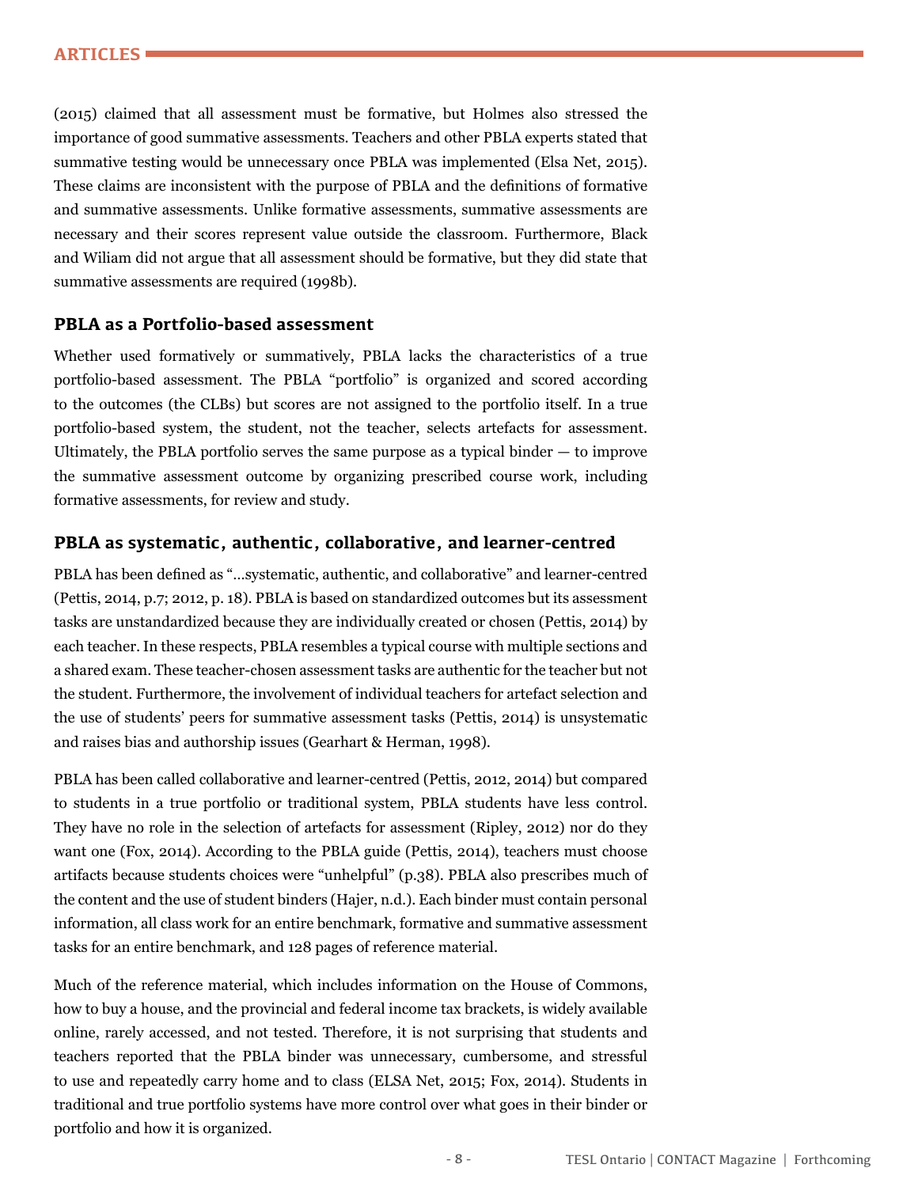(2015) claimed that all assessment must be formative, but Holmes also stressed the importance of good summative assessments. Teachers and other PBLA experts stated that summative testing would be unnecessary once PBLA was implemented (Elsa Net, 2015). These claims are inconsistent with the purpose of PBLA and the definitions of formative and summative assessments. Unlike formative assessments, summative assessments are necessary and their scores represent value outside the classroom. Furthermore, Black and Wiliam did not argue that all assessment should be formative, but they did state that summative assessments are required (1998b).

### PBLA as a Portfolio-based assessment

Whether used formatively or summatively, PBLA lacks the characteristics of a true portfolio-based assessment. The PBLA "portfolio" is organized and scored according to the outcomes (the CLBs) but scores are not assigned to the portfolio itself. In a true portfolio-based system, the student, not the teacher, selects artefacts for assessment. Ultimately, the PBLA portfolio serves the same purpose as a typical binder — to improve the summative assessment outcome by organizing prescribed course work, including formative assessments, for review and study.

### PBLA as systematic, authentic, collaborative, and learner-centred

PBLA has been defined as "…systematic, authentic, and collaborative" and learner-centred (Pettis, 2014, p.7; 2012, p. 18). PBLA is based on standardized outcomes but its assessment tasks are unstandardized because they are individually created or chosen (Pettis, 2014) by each teacher. In these respects, PBLA resembles a typical course with multiple sections and a shared exam. These teacher-chosen assessment tasks are authentic for the teacher but not the student. Furthermore, the involvement of individual teachers for artefact selection and the use of students' peers for summative assessment tasks (Pettis, 2014) is unsystematic and raises bias and authorship issues (Gearhart & Herman, 1998).

PBLA has been called collaborative and learner-centred (Pettis, 2012, 2014) but compared to students in a true portfolio or traditional system, PBLA students have less control. They have no role in the selection of artefacts for assessment (Ripley, 2012) nor do they want one (Fox, 2014). According to the PBLA guide (Pettis, 2014), teachers must choose artifacts because students choices were "unhelpful" (p.38). PBLA also prescribes much of the content and the use of student binders (Hajer, n.d.). Each binder must contain personal information, all class work for an entire benchmark, formative and summative assessment tasks for an entire benchmark, and 128 pages of reference material.

Much of the reference material, which includes information on the House of Commons, how to buy a house, and the provincial and federal income tax brackets, is widely available online, rarely accessed, and not tested. Therefore, it is not surprising that students and teachers reported that the PBLA binder was unnecessary, cumbersome, and stressful to use and repeatedly carry home and to class (ELSA Net, 2015; Fox, 2014). Students in traditional and true portfolio systems have more control over what goes in their binder or portfolio and how it is organized.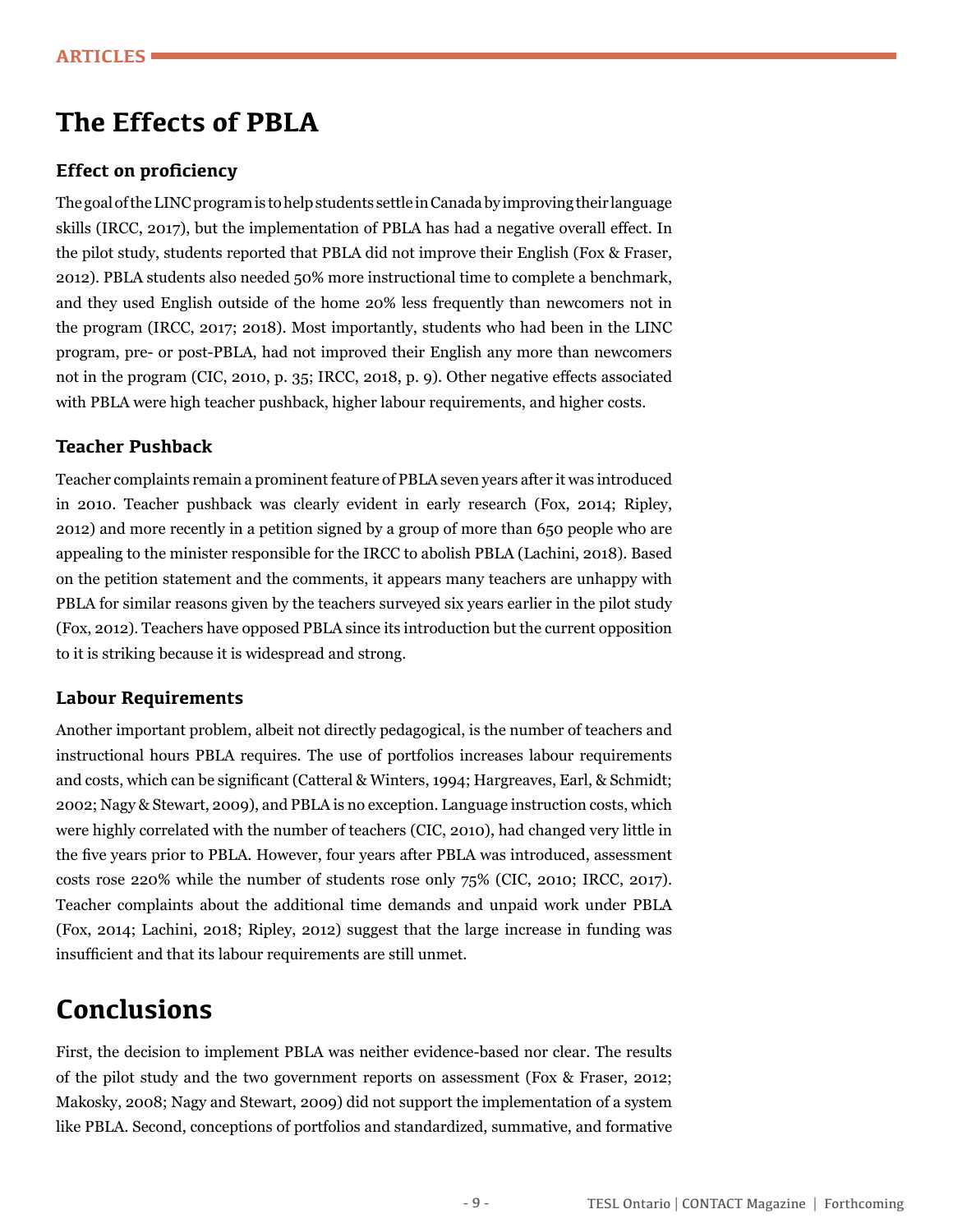# The Effects of PBLA

## Effect on proficiency

The goal of the LINC program is to help students settle in Canada by improving their language skills (IRCC, 2017), but the implementation of PBLA has had a negative overall effect. In the pilot study, students reported that PBLA did not improve their English (Fox & Fraser, 2012). PBLA students also needed 50% more instructional time to complete a benchmark, and they used English outside of the home 20% less frequently than newcomers not in the program (IRCC, 2017; 2018). Most importantly, students who had been in the LINC program, pre- or post-PBLA, had not improved their English any more than newcomers not in the program (CIC, 2010, p. 35; IRCC, 2018, p. 9). Other negative effects associated with PBLA were high teacher pushback, higher labour requirements, and higher costs.

## Teacher Pushback

Teacher complaints remain a prominent feature of PBLA seven years after it was introduced in 2010. Teacher pushback was clearly evident in early research (Fox, 2014; Ripley, 2012) and more recently in a petition signed by a group of more than 650 people who are appealing to the minister responsible for the IRCC to abolish PBLA (Lachini, 2018). Based on the petition statement and the comments, it appears many teachers are unhappy with PBLA for similar reasons given by the teachers surveyed six years earlier in the pilot study (Fox, 2012). Teachers have opposed PBLA since its introduction but the current opposition to it is striking because it is widespread and strong.

## Labour Requirements

Another important problem, albeit not directly pedagogical, is the number of teachers and instructional hours PBLA requires. The use of portfolios increases labour requirements and costs, which can be significant (Catteral & Winters, 1994; Hargreaves, Earl, & Schmidt; 2002; Nagy & Stewart, 2009), and PBLA is no exception. Language instruction costs, which were highly correlated with the number of teachers (CIC, 2010), had changed very little in the five years prior to PBLA. However, four years after PBLA was introduced, assessment costs rose 220% while the number of students rose only 75% (CIC, 2010; IRCC, 2017). Teacher complaints about the additional time demands and unpaid work under PBLA (Fox, 2014; Lachini, 2018; Ripley, 2012) suggest that the large increase in funding was insufficient and that its labour requirements are still unmet.

# Conclusions

First, the decision to implement PBLA was neither evidence-based nor clear. The results of the pilot study and the two government reports on assessment (Fox & Fraser, 2012; Makosky, 2008; Nagy and Stewart, 2009) did not support the implementation of a system like PBLA. Second, conceptions of portfolios and standardized, summative, and formative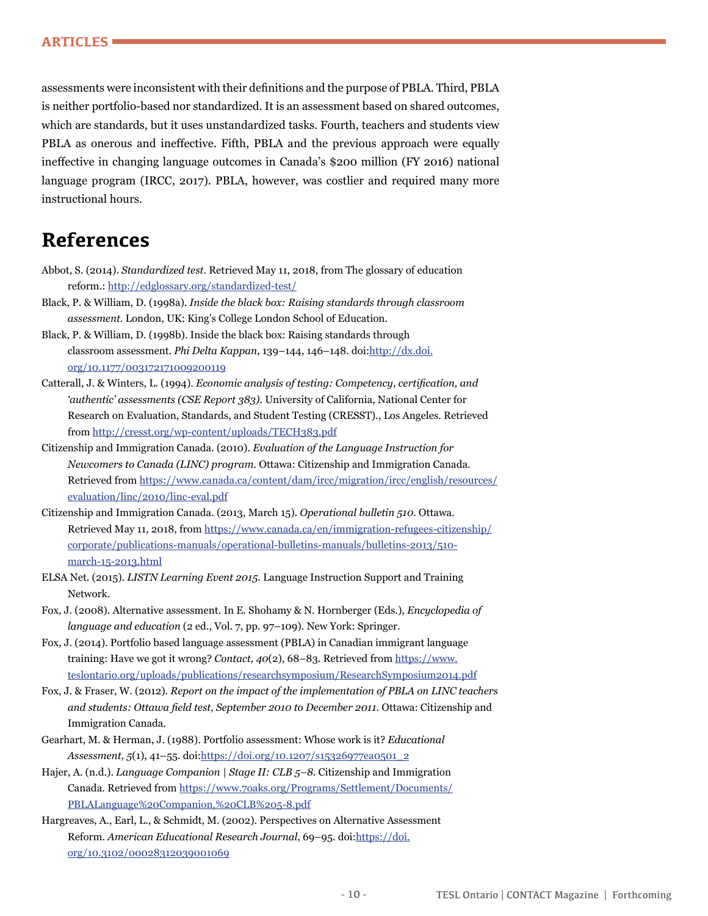assessments were inconsistent with their definitions and the purpose of PBLA. Third, PBLA is neither portfolio-based nor standardized. It is an assessment based on shared outcomes, which are standards, but it uses unstandardized tasks. Fourth, teachers and students view PBLA as onerous and ineffective. Fifth, PBLA and the previous approach were equally ineffective in changing language outcomes in Canada's $200 million (FY 2016) national language program (IRCC, 2017). PBLA, however, was costlier and required many more instructional hours.

# References

Abbot, S. (2014). *Standardized test*. Retrieved May 11, 2018, from The glossary of education reform.: http://edglossary.org/standardized-test/

Black, P. & William, D. (1998a). *Inside the black box: Raising standards through classroom assessment*. London, UK: King's College London School of Education.

Black, P. & William, D. (1998b). Inside the black box: Raising standards through classroom assessment. *Phi Delta Kappan*, 139–144, 146–148. doi:http://dx.doi.org/10.1177/003172171009200119

Catterall, J. & Winters, L. (1994). *Economic analysis of testing: Competency, certification, and 'authentic' assessments (CSE Report 383)*. University of California, National Center for Research on Evaluation, Standards, and Student Testing (CRESST)., Los Angeles. Retrieved from http://cresst.org/wp-content/uploads/TECH383.pdf

Citizenship and Immigration Canada. (2010). *Evaluation of the Language Instruction for Newcomers to Canada (LINC) program*. Ottawa: Citizenship and Immigration Canada. Retrieved from https://www.canada.ca/content/dam/ircc/migration/ircc/english/resources/evaluation/linc/2010/linc-eval.pdf

Citizenship and Immigration Canada. (2013, March 15). *Operational bulletin 510*. Ottawa. Retrieved May 11, 2018, from https://www.canada.ca/en/immigration-refugees-citizenship/corporate/publications-manuals/operational-bulletins-manuals/bulletins-2013/510-march-15-2013.html

ELSA Net. (2015). *LISTN Learning Event 2015*. Language Instruction Support and Training Network.

Fox, J. (2008). Alternative assessment. In E. Shohamy & N. Hornberger (Eds.), *Encyclopedia of language and education* (2 ed., Vol. 7, pp. 97–109). New York: Springer.

Fox, J. (2014). Portfolio based language assessment (PBLA) in Canadian immigrant language training: Have we got it wrong? *Contact, 40*(2), 68–83. Retrieved from https://www.teslontario.org/uploads/publications/researchsymposium/ResearchSymposium2014.pdf

Fox, J. & Fraser, W. (2012). *Report on the impact of the implementation of PBLA on LINC teachers and students: Ottawa field test, September 2010 to December 2011*. Ottawa: Citizenship and Immigration Canada.

Gearhart, M. & Herman, J. (1988). Portfolio assessment: Whose work is it? *Educational Assessment, 5*(1), 41–55. doi:https://doi.org/10.1207/s15326977ea0501_2

Hajer, A. (n.d.). *Language Companion | Stage II: CLB 5–8*. Citizenship and Immigration Canada. Retrieved from https://www.7oaks.org/Programs/Settlement/Documents/PBLALanguage%20Companion,%20CLB%205-8.pdf

Hargreaves, A., Earl, L., & Schmidt, M. (2002). Perspectives on Alternative Assessment Reform. *American Educational Research Journal*, 69–95. doi:https://doi.org/10.3102/00028312039001069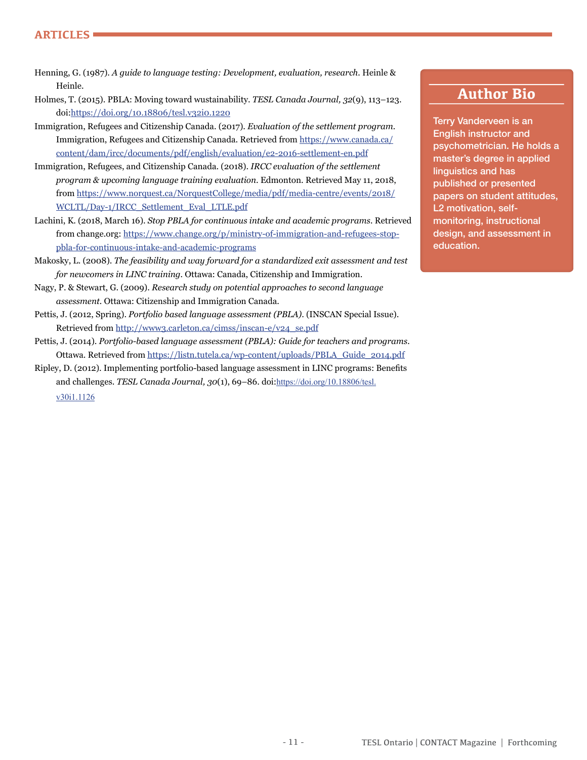Henning, G. (1987). *A guide to language testing: Development, evaluation, research*. Heinle & Heinle.

Holmes, T. (2015). PBLA: Moving toward wustainability. *TESL Canada Journal, 32*(9), 113–123. doi:https://doi.org/10.18806/tesl.v32i0.1220

Immigration, Refugees and Citizenship Canada. (2017). *Evaluation of the settlement program*. Immigration, Refugees and Citizenship Canada. Retrieved from https://www.canada.ca/content/dam/ircc/documents/pdf/english/evaluation/e2-2016-settlement-en.pdf

Immigration, Refugees, and Citizenship Canada. (2018). *IRCC evaluation of the settlement program & upcoming language training evaluation*. Edmonton. Retrieved May 11, 2018, from https://www.norquest.ca/NorquestCollege/media/pdf/media-centre/events/2018/WCLTL/Day-1/IRCC_Settlement_Eval_LTLE.pdf

Lachini, K. (2018, March 16). *Stop PBLA for continuous intake and academic programs*. Retrieved from change.org: https://www.change.org/p/ministry-of-immigration-and-refugees-stop-pbla-for-continuous-intake-and-academic-programs

Makosky, L. (2008). *The feasibility and way forward for a standardized exit assessment and test for newcomers in LINC training*. Ottawa: Canada, Citizenship and Immigration.

Nagy, P. & Stewart, G. (2009). *Research study on potential approaches to second language assessment*. Ottawa: Citizenship and Immigration Canada.

Pettis, J. (2012, Spring). *Portfolio based language assessment (PBLA)*. (INSCAN Special Issue). Retrieved from http://www3.carleton.ca/cimss/inscan-e/v24_se.pdf

Pettis, J. (2014). *Portfolio-based language assessment (PBLA): Guide for teachers and programs*. Ottawa. Retrieved from https://listn.tutela.ca/wp-content/uploads/PBLA_Guide_2014.pdf

Ripley, D. (2012). Implementing portfolio-based language assessment in LINC programs: Benefits and challenges. *TESL Canada Journal, 30*(1), 69–86. doi:https://doi.org/10.18806/tesl.v30i1.1126

## Author Bio

Terry Vanderveen is an English instructor and psychometrician. He holds a master's degree in applied linguistics and has published or presented papers on student attitudes, L2 motivation, self-monitoring, instructional design, and assessment in education.